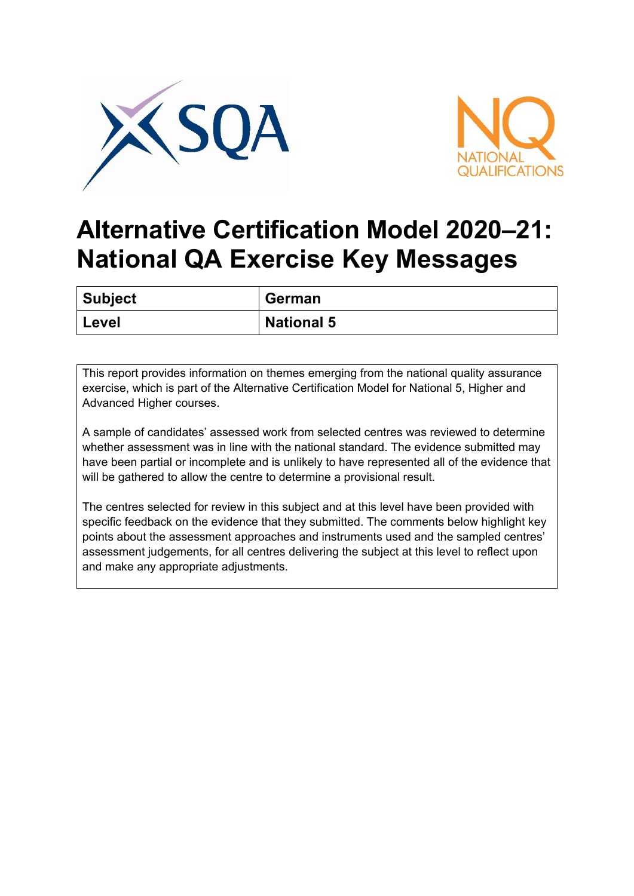# Alternative Certification Model 2020–21: National QA Exercise Key Messages

| **Subject** | **German** |
|---|---|
| **Level** | **National 5** |

This report provides information on themes emerging from the national quality assurance exercise, which is part of the Alternative Certification Model for National 5, Higher and Advanced Higher courses.

A sample of candidates' assessed work from selected centres was reviewed to determine whether assessment was in line with the national standard. The evidence submitted may have been partial or incomplete and is unlikely to have represented all of the evidence that will be gathered to allow the centre to determine a provisional result.

The centres selected for review in this subject and at this level have been provided with specific feedback on the evidence that they submitted. The comments below highlight key points about the assessment approaches and instruments used and the sampled centres' assessment judgements, for all centres delivering the subject at this level to reflect upon and make any appropriate adjustments.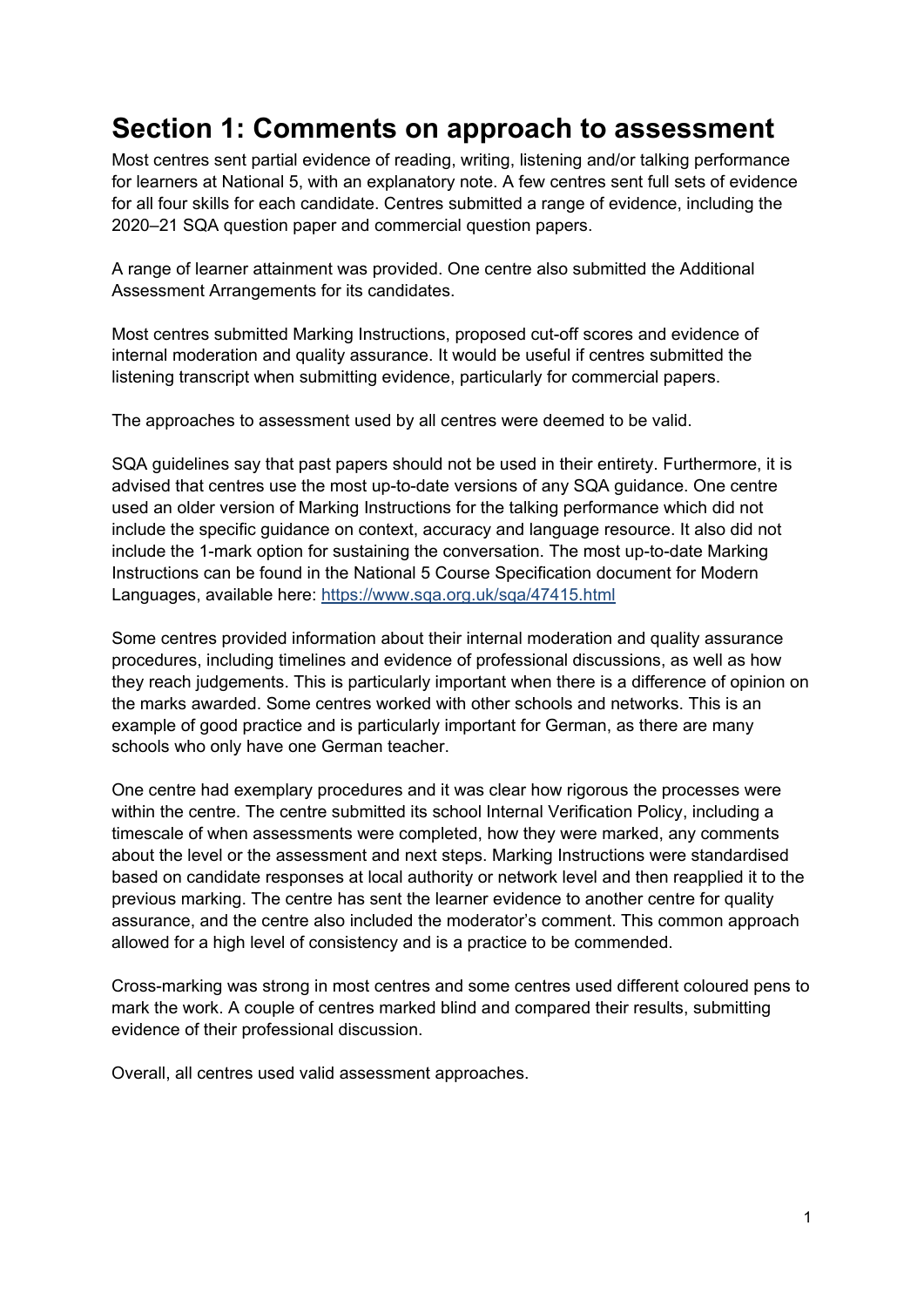# Section 1: Comments on approach to assessment

Most centres sent partial evidence of reading, writing, listening and/or talking performance for learners at National 5, with an explanatory note. A few centres sent full sets of evidence for all four skills for each candidate. Centres submitted a range of evidence, including the 2020–21 SQA question paper and commercial question papers.

A range of learner attainment was provided. One centre also submitted the Additional Assessment Arrangements for its candidates.

Most centres submitted Marking Instructions, proposed cut-off scores and evidence of internal moderation and quality assurance. It would be useful if centres submitted the listening transcript when submitting evidence, particularly for commercial papers.

The approaches to assessment used by all centres were deemed to be valid.

SQA guidelines say that past papers should not be used in their entirety. Furthermore, it is advised that centres use the most up-to-date versions of any SQA guidance. One centre used an older version of Marking Instructions for the talking performance which did not include the specific guidance on context, accuracy and language resource. It also did not include the 1-mark option for sustaining the conversation. The most up-to-date Marking Instructions can be found in the National 5 Course Specification document for Modern Languages, available here: [https://www.sqa.org.uk/sqa/47415.html](https://www.sqa.org.uk/sqa/47415.html)

Some centres provided information about their internal moderation and quality assurance procedures, including timelines and evidence of professional discussions, as well as how they reach judgements. This is particularly important when there is a difference of opinion on the marks awarded. Some centres worked with other schools and networks. This is an example of good practice and is particularly important for German, as there are many schools who only have one German teacher.

One centre had exemplary procedures and it was clear how rigorous the processes were within the centre. The centre submitted its school Internal Verification Policy, including a timescale of when assessments were completed, how they were marked, any comments about the level or the assessment and next steps. Marking Instructions were standardised based on candidate responses at local authority or network level and then reapplied it to the previous marking. The centre has sent the learner evidence to another centre for quality assurance, and the centre also included the moderator's comment. This common approach allowed for a high level of consistency and is a practice to be commended.

Cross-marking was strong in most centres and some centres used different coloured pens to mark the work. A couple of centres marked blind and compared their results, submitting evidence of their professional discussion.

Overall, all centres used valid assessment approaches.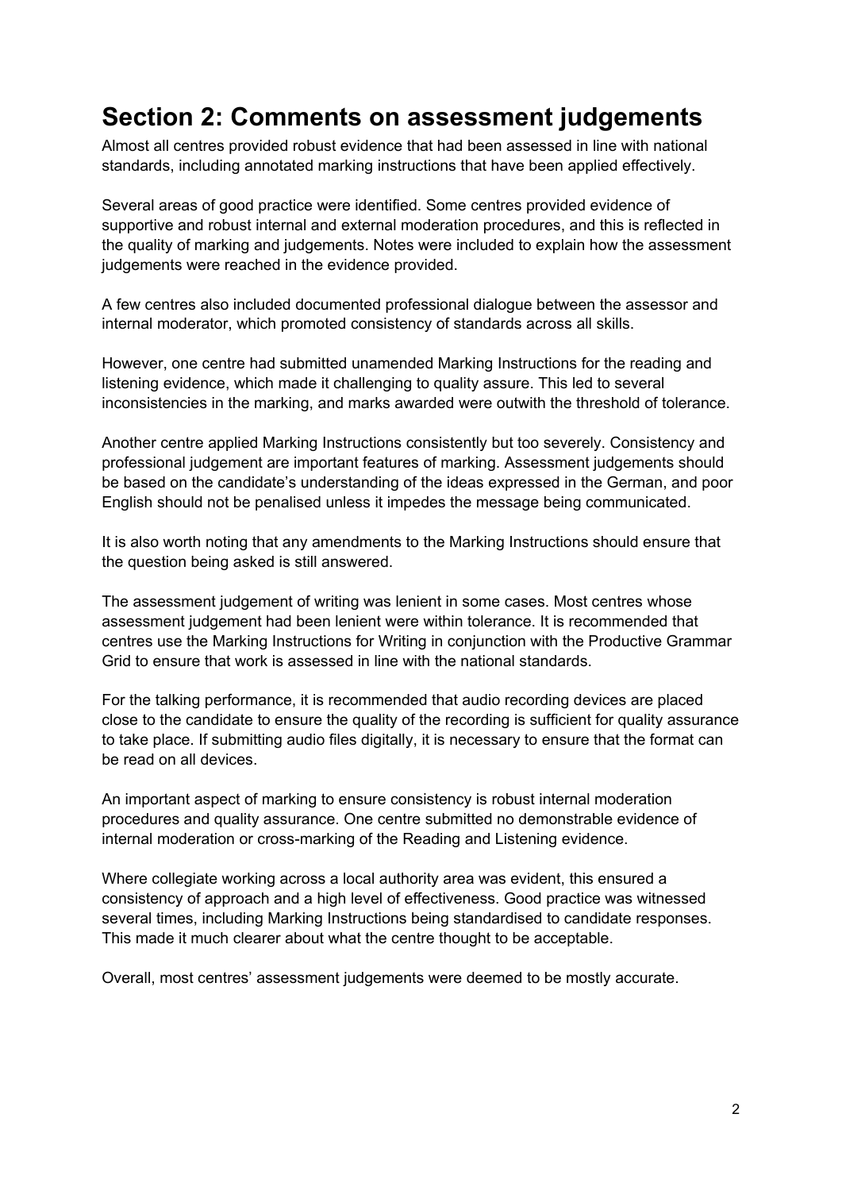## Section 2: Comments on assessment judgements

Almost all centres provided robust evidence that had been assessed in line with national standards, including annotated marking instructions that have been applied effectively.

Several areas of good practice were identified. Some centres provided evidence of supportive and robust internal and external moderation procedures, and this is reflected in the quality of marking and judgements. Notes were included to explain how the assessment judgements were reached in the evidence provided.

A few centres also included documented professional dialogue between the assessor and internal moderator, which promoted consistency of standards across all skills.

However, one centre had submitted unamended Marking Instructions for the reading and listening evidence, which made it challenging to quality assure. This led to several inconsistencies in the marking, and marks awarded were outwith the threshold of tolerance.

Another centre applied Marking Instructions consistently but too severely. Consistency and professional judgement are important features of marking. Assessment judgements should be based on the candidate's understanding of the ideas expressed in the German, and poor English should not be penalised unless it impedes the message being communicated.

It is also worth noting that any amendments to the Marking Instructions should ensure that the question being asked is still answered.

The assessment judgement of writing was lenient in some cases. Most centres whose assessment judgement had been lenient were within tolerance. It is recommended that centres use the Marking Instructions for Writing in conjunction with the Productive Grammar Grid to ensure that work is assessed in line with the national standards.

For the talking performance, it is recommended that audio recording devices are placed close to the candidate to ensure the quality of the recording is sufficient for quality assurance to take place. If submitting audio files digitally, it is necessary to ensure that the format can be read on all devices.

An important aspect of marking to ensure consistency is robust internal moderation procedures and quality assurance. One centre submitted no demonstrable evidence of internal moderation or cross-marking of the Reading and Listening evidence.

Where collegiate working across a local authority area was evident, this ensured a consistency of approach and a high level of effectiveness. Good practice was witnessed several times, including Marking Instructions being standardised to candidate responses. This made it much clearer about what the centre thought to be acceptable.

Overall, most centres' assessment judgements were deemed to be mostly accurate.